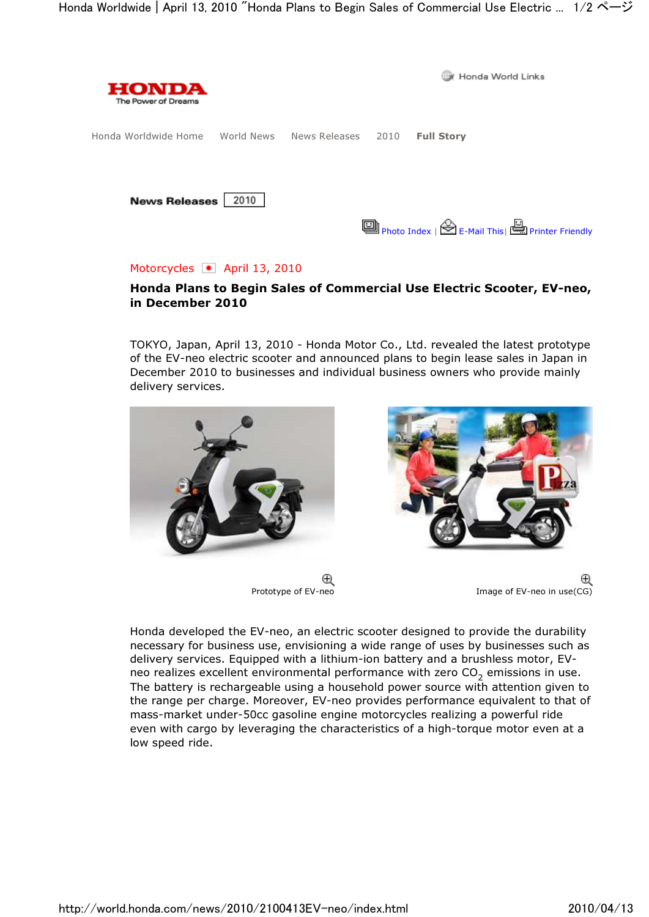HONDA
The Power of Dreams

Honda World Links

Honda Worldwide Home World News News Releases 2010 **Full Story**

**News Releases** 2010

Photo Index | E-Mail This | Printer Friendly

Motorcycles April 13, 2010

## Honda Plans to Begin Sales of Commercial Use Electric Scooter, EV-neo, in December 2010

TOKYO, Japan, April 13, 2010 - Honda Motor Co., Ltd. revealed the latest prototype of the EV-neo electric scooter and announced plans to begin lease sales in Japan in December 2010 to businesses and individual business owners who provide mainly delivery services.

Prototype of EV-neo

Image of EV-neo in use(CG)

Honda developed the EV-neo, an electric scooter designed to provide the durability necessary for business use, envisioning a wide range of uses by businesses such as delivery services. Equipped with a lithium-ion battery and a brushless motor, EV-neo realizes excellent environmental performance with zero $CO_2$ emissions in use. The battery is rechargeable using a household power source with attention given to the range per charge. Moreover, EV-neo provides performance equivalent to that of mass-market under-50cc gasoline engine motorcycles realizing a powerful ride even with cargo by leveraging the characteristics of a high-torque motor even at a low speed ride.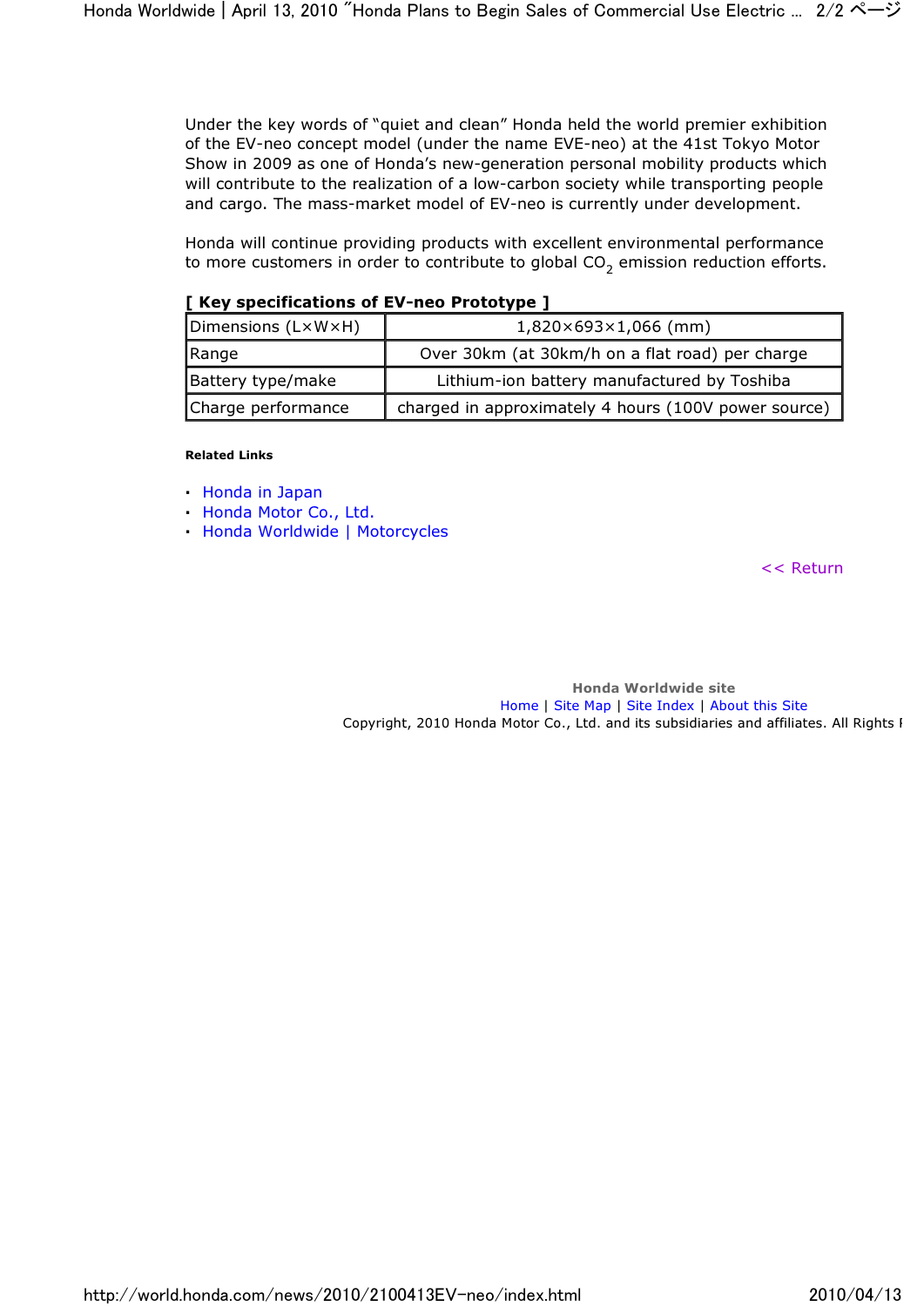Under the key words of "quiet and clean" Honda held the world premier exhibition of the EV-neo concept model (under the name EVE-neo) at the 41st Tokyo Motor Show in 2009 as one of Honda's new-generation personal mobility products which will contribute to the realization of a low-carbon society while transporting people and cargo. The mass-market model of EV-neo is currently under development.

Honda will continue providing products with excellent environmental performance to more customers in order to contribute to global $CO_2$ emission reduction efforts.

**[ Key specifications of EV-neo Prototype ]**

| | |
|---|---|
| Dimensions (L×W×H) | 1,820×693×1,066 (mm) |
| Range | Over 30km (at 30km/h on a flat road) per charge |
| Battery type/make | Lithium-ion battery manufactured by Toshiba |
| Charge performance | charged in approximately 4 hours (100V power source) |

**Related Links**

- Honda in Japan
- Honda Motor Co., Ltd.
- Honda Worldwide | Motorcycles

<< Return

**Honda Worldwide site**

Home | Site Map | Site Index | About this Site

Copyright, 2010 Honda Motor Co., Ltd. and its subsidiaries and affiliates. All Rights R